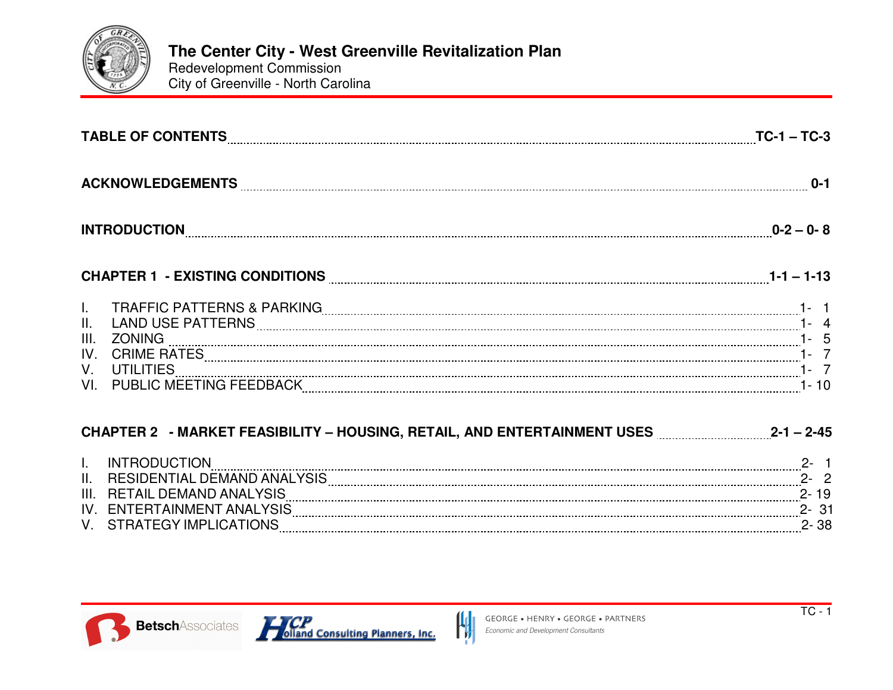# The Center City - West Greenville Revitalization Plan

Redevelopment Commission
City of Greenville - North Carolina

**TABLE OF CONTENTS** ........ **TC-1 – TC-3**

**ACKNOWLEDGEMENTS** ........ **0-1**

**INTRODUCTION** ........ **0-2 – 0- 8**

**CHAPTER 1 - EXISTING CONDITIONS** ........ **1-1 – 1-13**

I. TRAFFIC PATTERNS & PARKING ........ 1- 1
II. LAND USE PATTERNS ........ 1- 4
III. ZONING ........ 1- 5
IV. CRIME RATES ........ 1- 7
V. UTILITIES ........ 1- 7
VI. PUBLIC MEETING FEEDBACK ........ 1- 10

**CHAPTER 2 - MARKET FEASIBILITY – HOUSING, RETAIL, AND ENTERTAINMENT USES** ........ **2-1 – 2-45**

I. INTRODUCTION ........ 2- 1
II. RESIDENTIAL DEMAND ANALYSIS ........ 2- 2
III. RETAIL DEMAND ANALYSIS ........ 2- 19
IV. ENTERTAINMENT ANALYSIS ........ 2- 31
V. STRATEGY IMPLICATIONS ........ 2- 38

BetschAssociates | HCP Holland Consulting Planners, Inc. | GEORGE • HENRY • GEORGE • PARTNERS *Economic and Development Consultants*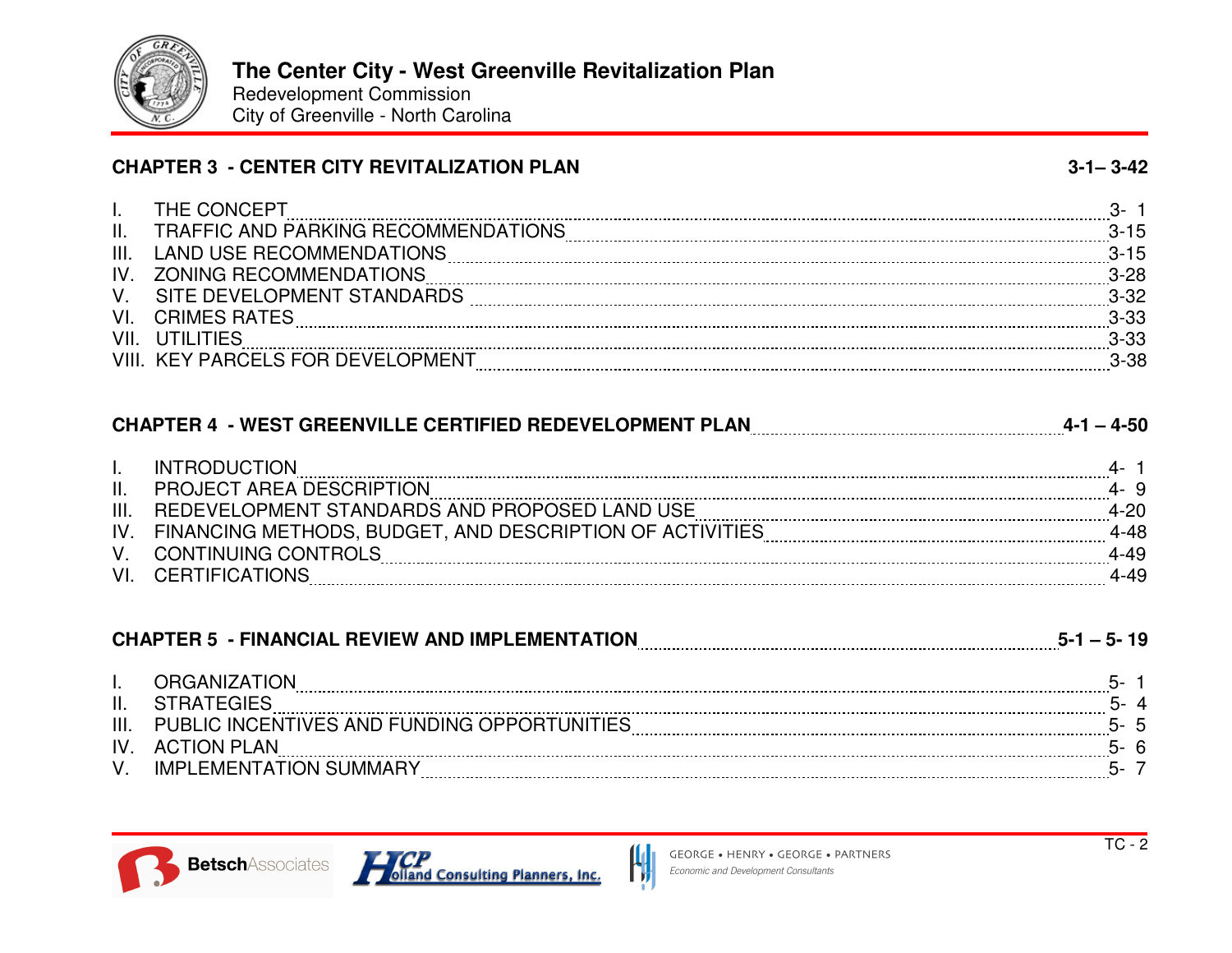## CHAPTER 3 - CENTER CITY REVITALIZATION PLAN — 3-1– 3-42

| | | |
|---|---|---|
| I. | THE CONCEPT | 3- 1 |
| II. | TRAFFIC AND PARKING RECOMMENDATIONS | 3-15 |
| III. | LAND USE RECOMMENDATIONS | 3-15 |
| IV. | ZONING RECOMMENDATIONS | 3-28 |
| V. | SITE DEVELOPMENT STANDARDS | 3-32 |
| VI. | CRIMES RATES | 3-33 |
| VII. | UTILITIES | 3-33 |
| VIII. | KEY PARCELS FOR DEVELOPMENT | 3-38 |

## CHAPTER 4 - WEST GREENVILLE CERTIFIED REDEVELOPMENT PLAN — 4-1 – 4-50

| | | |
|---|---|---|
| I. | INTRODUCTION | 4- 1 |
| II. | PROJECT AREA DESCRIPTION | 4- 9 |
| III. | REDEVELOPMENT STANDARDS AND PROPOSED LAND USE | 4-20 |
| IV. | FINANCING METHODS, BUDGET, AND DESCRIPTION OF ACTIVITIES | 4-48 |
| V. | CONTINUING CONTROLS | 4-49 |
| VI. | CERTIFICATIONS | 4-49 |

## CHAPTER 5 - FINANCIAL REVIEW AND IMPLEMENTATION — 5-1 – 5- 19

| | | |
|---|---|---|
| I. | ORGANIZATION | 5- 1 |
| II. | STRATEGIES | 5- 4 |
| III. | PUBLIC INCENTIVES AND FUNDING OPPORTUNITIES | 5- 5 |
| IV. | ACTION PLAN | 5- 6 |
| V. | IMPLEMENTATION SUMMARY | 5- 7 |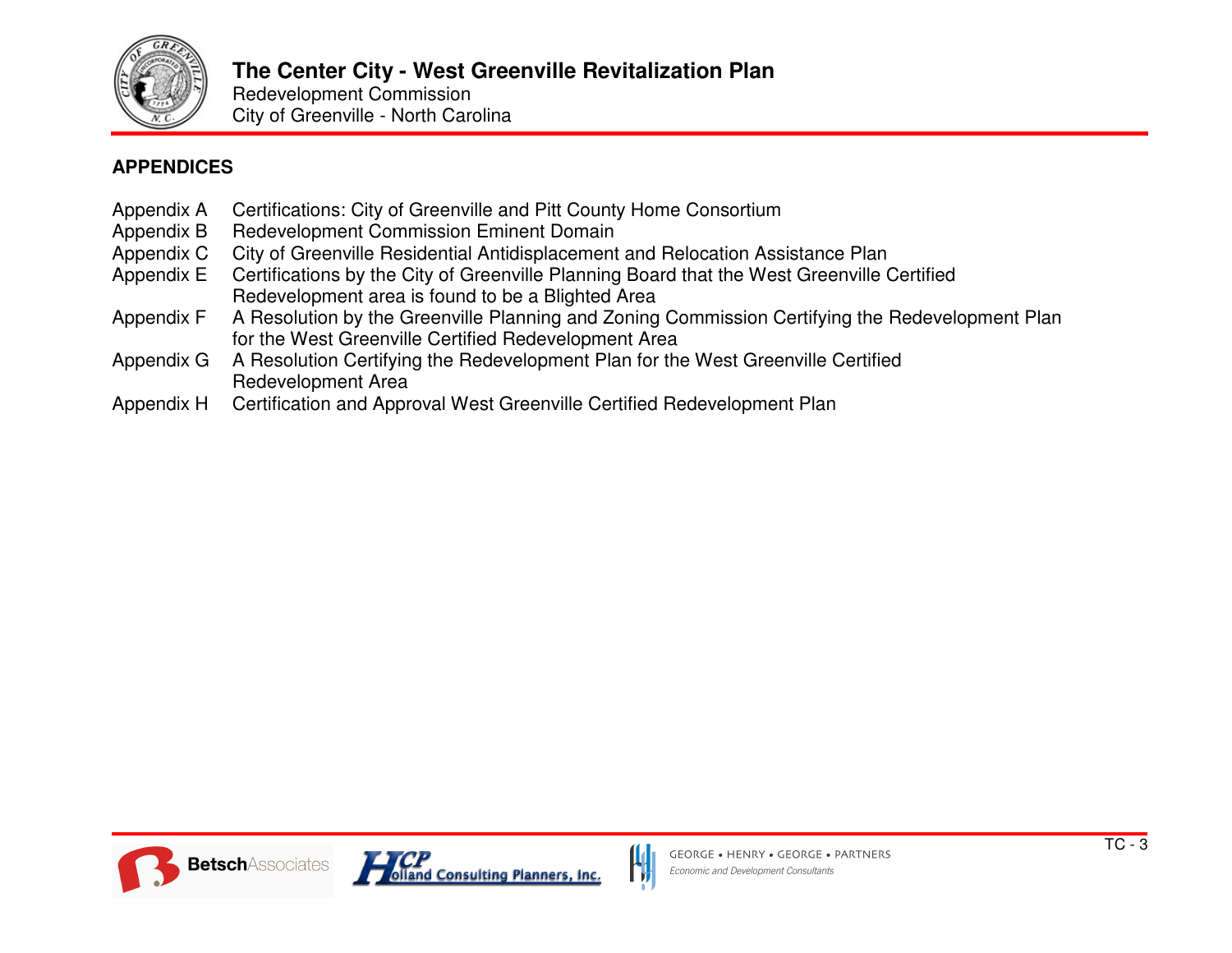## APPENDICES

| | |
|---|---|
| Appendix A | Certifications: City of Greenville and Pitt County Home Consortium |
| Appendix B | Redevelopment Commission Eminent Domain |
| Appendix C | City of Greenville Residential Antidisplacement and Relocation Assistance Plan |
| Appendix E | Certifications by the City of Greenville Planning Board that the West Greenville Certified Redevelopment area is found to be a Blighted Area |
| Appendix F | A Resolution by the Greenville Planning and Zoning Commission Certifying the Redevelopment Plan for the West Greenville Certified Redevelopment Area |
| Appendix G | A Resolution Certifying the Redevelopment Plan for the West Greenville Certified Redevelopment Area |
| Appendix H | Certification and Approval West Greenville Certified Redevelopment Plan |